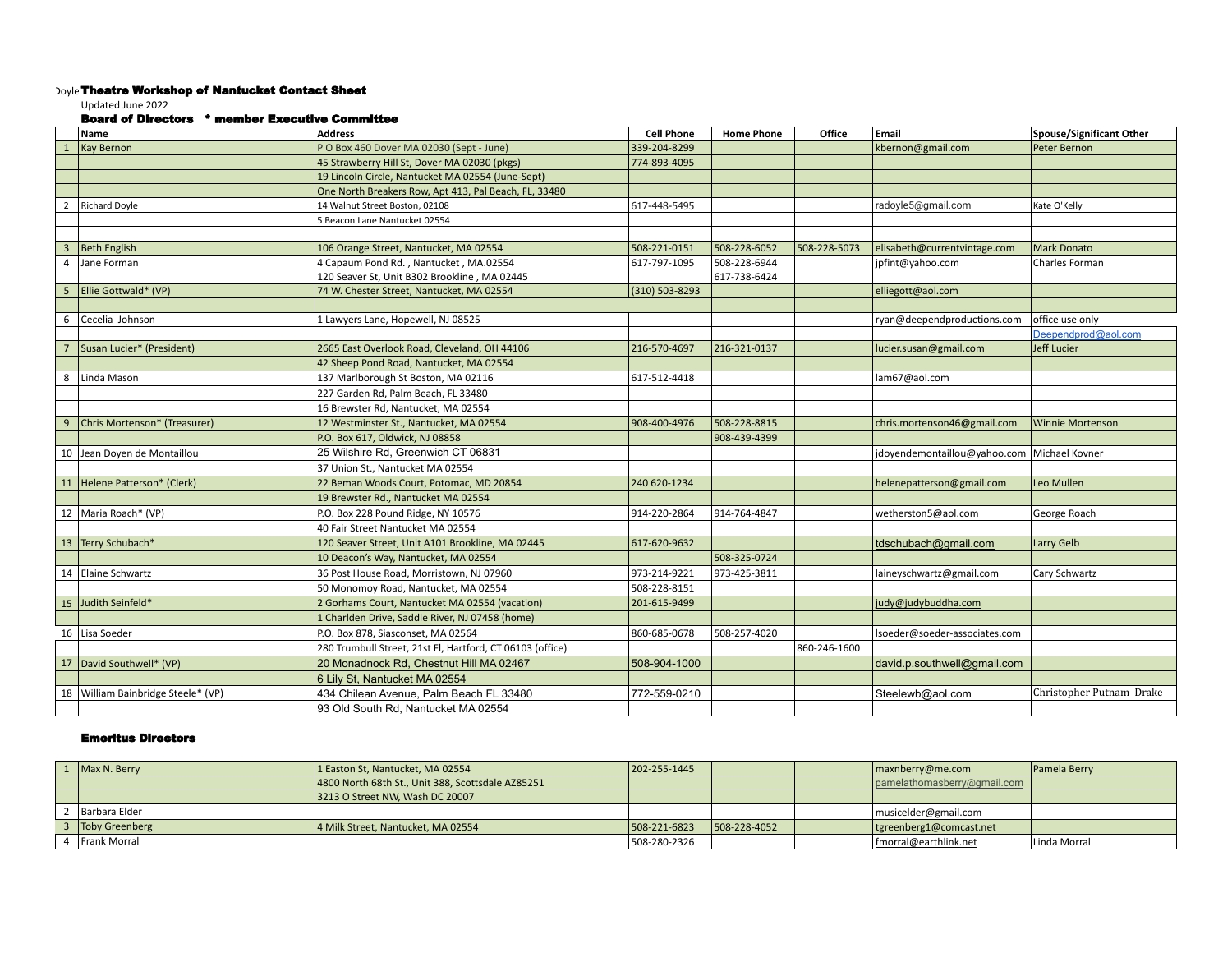# Doyle Theatre Workshop of Nantucket Contact Sheet

Updated June 2022

## Board of Directors * member Executive Committee

| | Name | Address | Cell Phone | Home Phone | Office | Email | Spouse/Significant Other |
|---|---|---|---|---|---|---|---|
| 1 | Kay Bernon | P O Box 460 Dover MA 02030 (Sept - June) | 339-204-8299 | | | kbernon@gmail.com | Peter Bernon |
| | | 45 Strawberry Hill St, Dover MA 02030 (pkgs) | 774-893-4095 | | | | |
| | | 19 Lincoln Circle, Nantucket MA 02554 (June-Sept) | | | | | |
| | | One North Breakers Row, Apt 413, Pal Beach, FL, 33480 | | | | | |
| 2 | Richard Doyle | 14 Walnut Street Boston, 02108 | 617-448-5495 | | | radoyle5@gmail.com | Kate O'Kelly |
| | | 5 Beacon Lane Nantucket 02554 | | | | | |
| | | | | | | | |
| 3 | Beth English | 106 Orange Street, Nantucket, MA 02554 | 508-221-0151 | 508-228-6052 | 508-228-5073 | elisabeth@currentvintage.com | Mark Donato |
| 4 | Jane Forman | 4 Capaum Pond Rd. , Nantucket , MA.02554 | 617-797-1095 | 508-228-6944 | | jpfint@yahoo.com | Charles Forman |
| | | 120 Seaver St, Unit B302 Brookline , MA 02445 | | 617-738-6424 | | | |
| 5 | Ellie Gottwald* (VP) | 74 W. Chester Street, Nantucket, MA 02554 | (310) 503-8293 | | | elliegott@aol.com | |
| | | | | | | | |
| 6 | Cecelia Johnson | 1 Lawyers Lane, Hopewell, NJ 08525 | | | | ryan@deependproductions.com | office use only |
| | | | | | | | Deependprod@aol.com |
| 7 | Susan Lucier* (President) | 2665 East Overlook Road, Cleveland, OH 44106 | 216-570-4697 | 216-321-0137 | | lucier.susan@gmail.com | Jeff Lucier |
| | | 42 Sheep Pond Road, Nantucket, MA 02554 | | | | | |
| 8 | Linda Mason | 137 Marlborough St Boston, MA 02116 | 617-512-4418 | | | lam67@aol.com | |
| | | 227 Garden Rd, Palm Beach, FL 33480 | | | | | |
| | | 16 Brewster Rd, Nantucket, MA 02554 | | | | | |
| 9 | Chris Mortenson* (Treasurer) | 12 Westminster St., Nantucket, MA 02554 | 908-400-4976 | 508-228-8815 | | chris.mortenson46@gmail.com | Winnie Mortenson |
| | | P.O. Box 617, Oldwick, NJ 08858 | | 908-439-4399 | | | |
| 10 | Jean Doyen de Montaillou | 25 Wilshire Rd, Greenwich CT 06831 | | | | jdoyendemontaillou@yahoo.com | Michael Kovner |
| | | 37 Union St., Nantucket MA 02554 | | | | | |
| 11 | Helene Patterson* (Clerk) | 22 Beman Woods Court, Potomac, MD 20854 | 240 620-1234 | | | helenepatterson@gmail.com | Leo Mullen |
| | | 19 Brewster Rd., Nantucket MA 02554 | | | | | |
| 12 | Maria Roach* (VP) | P.O. Box 228 Pound Ridge, NY 10576 | 914-220-2864 | 914-764-4847 | | wetherston5@aol.com | George Roach |
| | | 40 Fair Street Nantucket MA 02554 | | | | | |
| 13 | Terry Schubach* | 120 Seaver Street, Unit A101 Brookline, MA 02445 | 617-620-9632 | | | tdschubach@gmail.com | Larry Gelb |
| | | 10 Deacon's Way, Nantucket, MA 02554 | | 508-325-0724 | | | |
| 14 | Elaine Schwartz | 36 Post House Road, Morristown, NJ 07960 | 973-214-9221 | 973-425-3811 | | laineyschwartz@gmail.com | Cary Schwartz |
| | | 50 Monomoy Road, Nantucket, MA 02554 | 508-228-8151 | | | | |
| 15 | Judith Seinfeld* | 2 Gorhams Court, Nantucket MA 02554 (vacation) | 201-615-9499 | | | judy@judybuddha.com | |
| | | 1 Charlden Drive, Saddle River, NJ 07458 (home) | | | | | |
| 16 | Lisa Soeder | P.O. Box 878, Siasconset, MA 02564 | 860-685-0678 | 508-257-4020 | | lsoeder@soeder-associates.com | |
| | | 280 Trumbull Street, 21st Fl, Hartford, CT 06103 (office) | | | 860-246-1600 | | |
| 17 | David Southwell* (VP) | 20 Monadnock Rd, Chestnut Hill MA 02467 | 508-904-1000 | | | david.p.southwell@gmail.com | |
| | | 6 Lily St, Nantucket MA 02554 | | | | | |
| 18 | William Bainbridge Steele* (VP) | 434 Chilean Avenue, Palm Beach FL 33480 | 772-559-0210 | | | Steelewb@aol.com | Christopher Putnam Drake |
| | | 93 Old South Rd, Nantucket MA 02554 | | | | | |

## Emeritus Directors

| | Name | Address | Cell Phone | Home Phone | Office | Email | Spouse/Significant Other |
|---|---|---|---|---|---|---|---|
| 1 | Max N. Berry | 1 Easton St, Nantucket, MA 02554 | 202-255-1445 | | | maxnberry@me.com | Pamela Berry |
| | | 4800 North 68th St., Unit 388, Scottsdale AZ85251 | | | | pamelathomasberry@gmail.com | |
| | | 3213 O Street NW, Wash DC 20007 | | | | | |
| 2 | Barbara Elder | | | | | musicelder@gmail.com | |
| 3 | Toby Greenberg | 4 Milk Street, Nantucket, MA 02554 | 508-221-6823 | 508-228-4052 | | tgreenberg1@comcast.net | |
| 4 | Frank Morral | | 508-280-2326 | | | fmorral@earthlink.net | Linda Morral |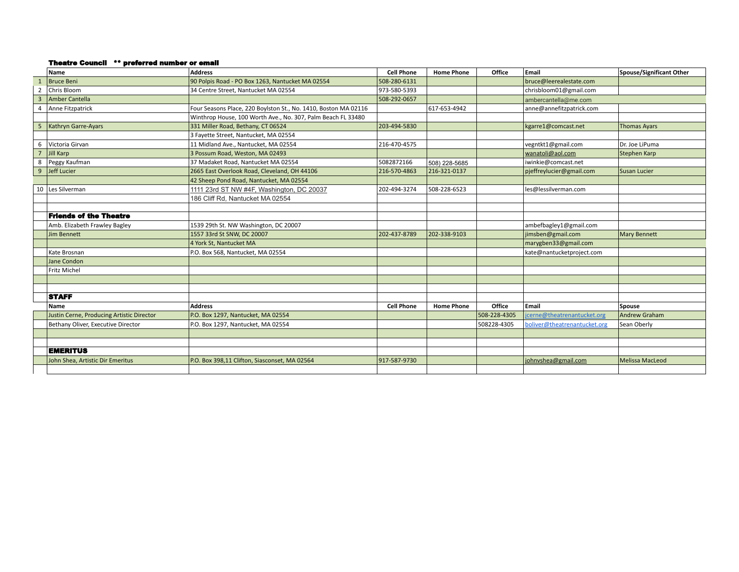**Theatre Council ** preferred number or email**

| | Name | Address | Cell Phone | Home Phone | Office | Email | Spouse/Significant Other |
|---|---|---|---|---|---|---|---|
| 1 | Bruce Beni | 90 Polpis Road - PO Box 1263, Nantucket MA 02554 | 508-280-6131 | | | bruce@leerealestate.com | |
| 2 | Chris Bloom | 34 Centre Street, Nantucket MA 02554 | 973-580-5393 | | | chrisbloom01@gmail.com | |
| 3 | Amber Cantella | | 508-292-0657 | | | ambercantella@me.com | |
| 4 | Anne Fitzpatrick | Four Seasons Place, 220 Boylston St., No. 1410, Boston MA 02116 | | 617-653-4942 | | anne@annefitzpatrick.com | |
| | | Winthrop House, 100 Worth Ave., No. 307, Palm Beach FL 33480 | | | | | |
| 5 | Kathryn Garre-Ayars | 331 Miller Road, Bethany, CT 06524 | 203-494-5830 | | | kgarre1@comcast.net | Thomas Ayars |
| | | 3 Fayette Street, Nantucket, MA 02554 | | | | | |
| 6 | Victoria Girvan | 11 Midland Ave., Nantucket, MA 02554 | 216-470-4575 | | | vegntkt1@gmail.com | Dr. Joe LiPuma |
| 7 | Jill Karp | 3 Possum Road, Weston, MA 02493 | | | | wanatoli@aol.com | Stephen Karp |
| 8 | Peggy Kaufman | 37 Madaket Road, Nantucket MA 02554 | 5082872166 | 508) 228-5685 | | iwinkie@comcast.net | |
| 9 | Jeff Lucier | 2665 East Overlook Road, Cleveland, OH 44106 | 216-570-4863 | 216-321-0137 | | pjeffreylucier@gmail.com | Susan Lucier |
| | | 42 Sheep Pond Road, Nantucket, MA 02554 | | | | | |
| 10 | Les Silverman | 1111 23rd ST NW #4F, Washington, DC 20037 | 202-494-3274 | 508-228-6523 | | les@lessilverman.com | |
| | | 186 Cliff Rd, Nantucket MA 02554 | | | | | |
| | | | | | | | |
| | **Friends of the Theatre** | | | | | | |
| | Amb. Elizabeth Frawley Bagley | 1539 29th St. NW Washington, DC 20007 | | | | ambefbagley1@gmail.com | |
| | Jim Bennett | 1557 33rd St SNW, DC 20007 | 202-437-8789 | 202-338-9103 | | jimsben@gmail.com | Mary Bennett |
| | | 4 York St, Nantucket MA | | | | marygben33@gmail.com | |
| | Kate Brosnan | P.O. Box 568, Nantucket, MA 02554 | | | | kate@nantucketproject.com | |
| | Jane Condon | | | | | | |
| | Fritz Michel | | | | | | |
| | | | | | | | |
| | | | | | | | |
| | **STAFF** | | | | | | |
| | **Name** | **Address** | **Cell Phone** | **Home Phone** | **Office** | **Email** | **Spouse** |
| | Justin Cerne, Producing Artistic Director | P.O. Box 1297, Nantucket, MA 02554 | | | 508-228-4305 | jcerne@theatrenantucket.org | Andrew Graham |
| | Bethany Oliver, Executive Director | P.O. Box 1297, Nantucket, MA 02554 | | | 508228-4305 | boliver@theatrenantucket.org | Sean Oberly |
| | | | | | | | |
| | | | | | | | |
| | **EMERITUS** | | | | | | |
| | John Shea, Artistic Dir Emeritus | P.O. Box 398,11 Clifton, Siasconset, MA 02564 | 917-587-9730 | | | johnvshea@gmail.com | Melissa MacLeod |
| | | | | | | | |